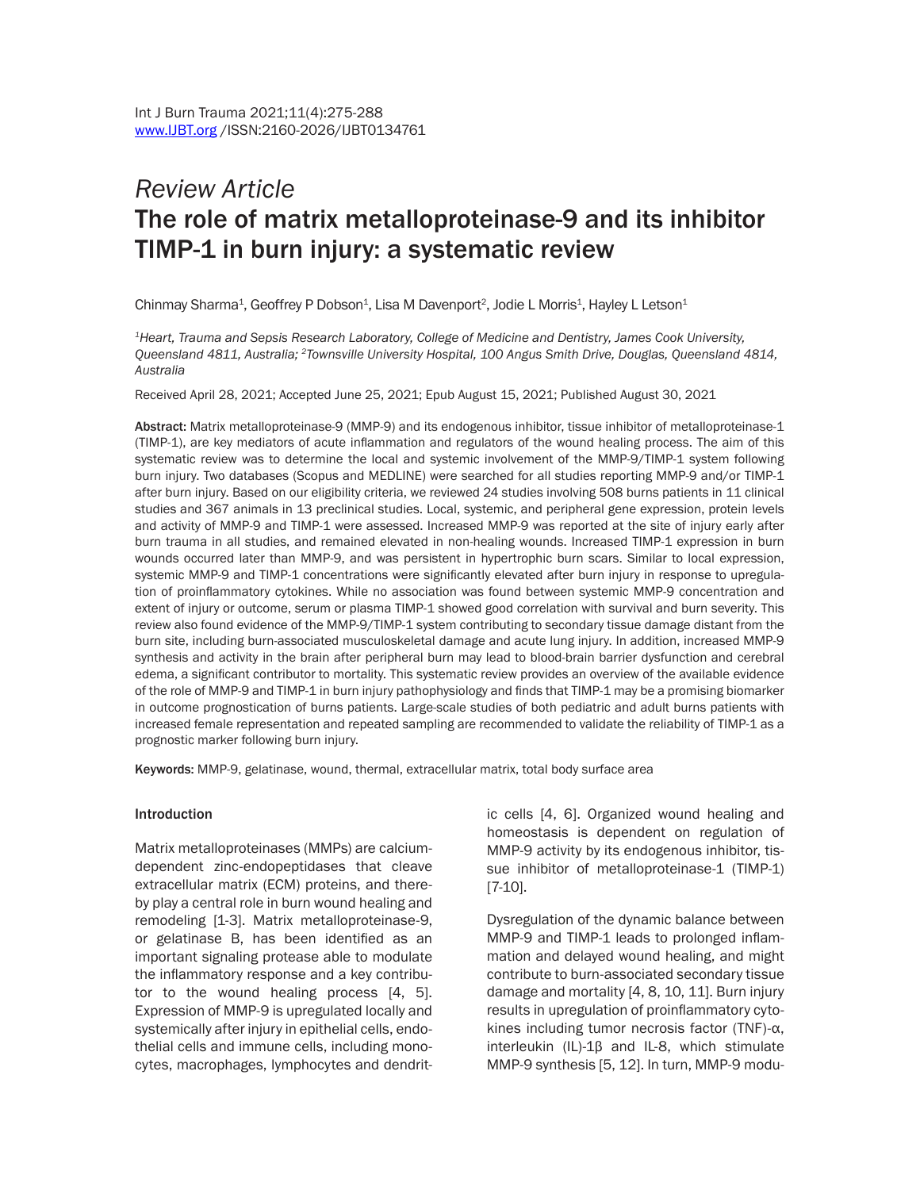*Review Article*

# The role of matrix metalloproteinase-9 and its inhibitor TIMP-1 in burn injury: a systematic review

Chinmay Sharma[1], Geoffrey P Dobson[1], Lisa M Davenport[2], Jodie L Morris[1], Hayley L Letson[1]

[1]*Heart, Trauma and Sepsis Research Laboratory, College of Medicine and Dentistry, James Cook University, Queensland 4811, Australia;* [2]*Townsville University Hospital, 100 Angus Smith Drive, Douglas, Queensland 4814, Australia*

Received April 28, 2021; Accepted June 25, 2021; Epub August 15, 2021; Published August 30, 2021

**Abstract:** Matrix metalloproteinase-9 (MMP-9) and its endogenous inhibitor, tissue inhibitor of metalloproteinase-1 (TIMP-1), are key mediators of acute inflammation and regulators of the wound healing process. The aim of this systematic review was to determine the local and systemic involvement of the MMP-9/TIMP-1 system following burn injury. Two databases (Scopus and MEDLINE) were searched for all studies reporting MMP-9 and/or TIMP-1 after burn injury. Based on our eligibility criteria, we reviewed 24 studies involving 508 burns patients in 11 clinical studies and 367 animals in 13 preclinical studies. Local, systemic, and peripheral gene expression, protein levels and activity of MMP-9 and TIMP-1 were assessed. Increased MMP-9 was reported at the site of injury early after burn trauma in all studies, and remained elevated in non-healing wounds. Increased TIMP-1 expression in burn wounds occurred later than MMP-9, and was persistent in hypertrophic burn scars. Similar to local expression, systemic MMP-9 and TIMP-1 concentrations were significantly elevated after burn injury in response to upregulation of proinflammatory cytokines. While no association was found between systemic MMP-9 concentration and extent of injury or outcome, serum or plasma TIMP-1 showed good correlation with survival and burn severity. This review also found evidence of the MMP-9/TIMP-1 system contributing to secondary tissue damage distant from the burn site, including burn-associated musculoskeletal damage and acute lung injury. In addition, increased MMP-9 synthesis and activity in the brain after peripheral burn may lead to blood-brain barrier dysfunction and cerebral edema, a significant contributor to mortality. This systematic review provides an overview of the available evidence of the role of MMP-9 and TIMP-1 in burn injury pathophysiology and finds that TIMP-1 may be a promising biomarker in outcome prognostication of burns patients. Large-scale studies of both pediatric and adult burns patients with increased female representation and repeated sampling are recommended to validate the reliability of TIMP-1 as a prognostic marker following burn injury.

**Keywords:** MMP-9, gelatinase, wound, thermal, extracellular matrix, total body surface area

## Introduction

Matrix metalloproteinases (MMPs) are calcium-dependent zinc-endopeptidases that cleave extracellular matrix (ECM) proteins, and thereby play a central role in burn wound healing and remodeling [1-3]. Matrix metalloproteinase-9, or gelatinase B, has been identified as an important signaling protease able to modulate the inflammatory response and a key contributor to the wound healing process [4, 5]. Expression of MMP-9 is upregulated locally and systemically after injury in epithelial cells, endothelial cells and immune cells, including monocytes, macrophages, lymphocytes and dendritic cells [4, 6]. Organized wound healing and homeostasis is dependent on regulation of MMP-9 activity by its endogenous inhibitor, tissue inhibitor of metalloproteinase-1 (TIMP-1) [7-10].

Dysregulation of the dynamic balance between MMP-9 and TIMP-1 leads to prolonged inflammation and delayed wound healing, and might contribute to burn-associated secondary tissue damage and mortality [4, 8, 10, 11]. Burn injury results in upregulation of proinflammatory cytokines including tumor necrosis factor (TNF)-α, interleukin (IL)-1β and IL-8, which stimulate MMP-9 synthesis [5, 12]. In turn, MMP-9 modu-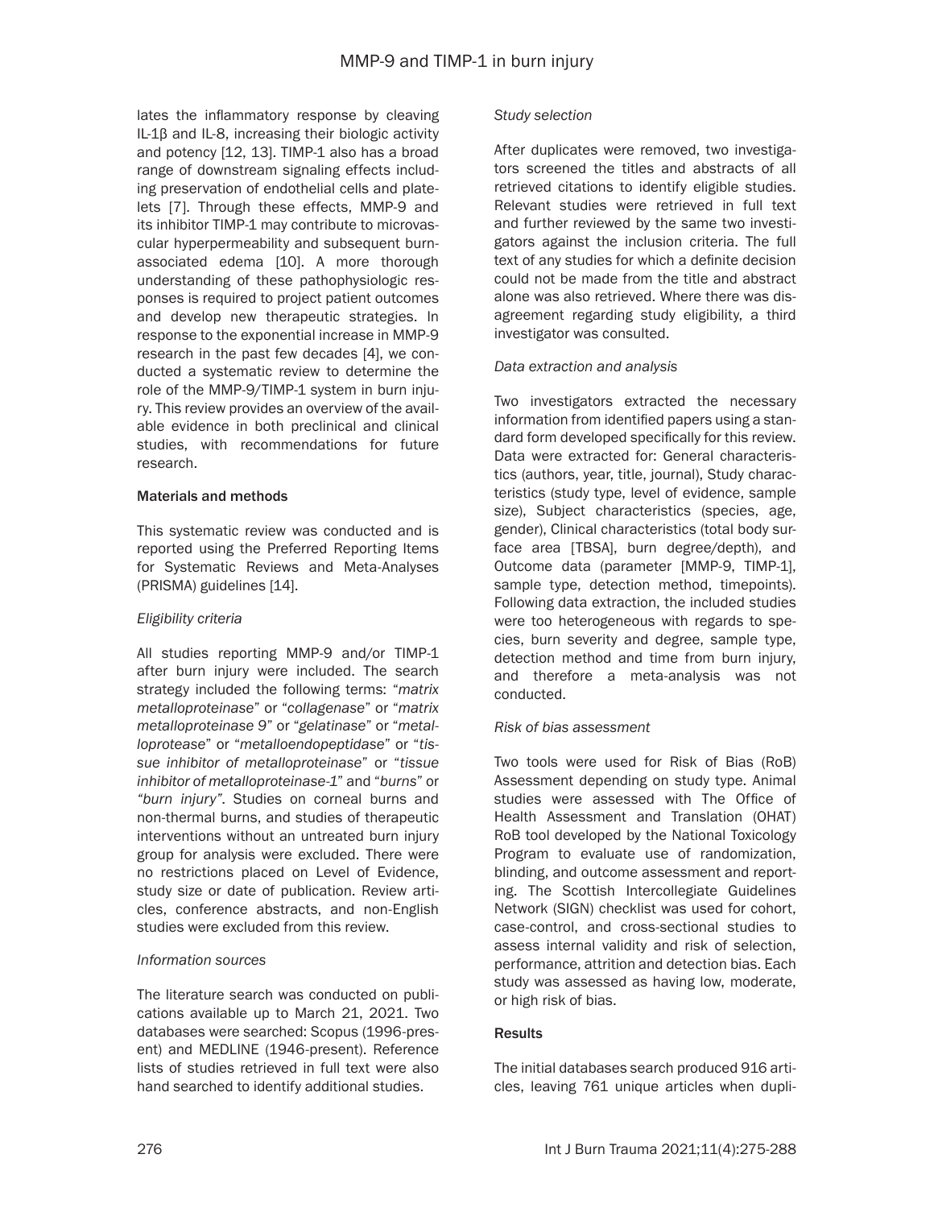lates the inflammatory response by cleaving IL-1β and IL-8, increasing their biologic activity and potency [12, 13]. TIMP-1 also has a broad range of downstream signaling effects including preservation of endothelial cells and platelets [7]. Through these effects, MMP-9 and its inhibitor TIMP-1 may contribute to microvascular hyperpermeability and subsequent burn-associated edema [10]. A more thorough understanding of these pathophysiologic responses is required to project patient outcomes and develop new therapeutic strategies. In response to the exponential increase in MMP-9 research in the past few decades [4], we conducted a systematic review to determine the role of the MMP-9/TIMP-1 system in burn injury. This review provides an overview of the available evidence in both preclinical and clinical studies, with recommendations for future research.

## Materials and methods

This systematic review was conducted and is reported using the Preferred Reporting Items for Systematic Reviews and Meta-Analyses (PRISMA) guidelines [14].

### *Eligibility criteria*

All studies reporting MMP-9 and/or TIMP-1 after burn injury were included. The search strategy included the following terms: "*matrix metalloproteinase*" or "*collagenase*" or "*matrix metalloproteinase 9*" or "*gelatinase*" or "*metalloprotease*" or "*metalloendopeptidase*" or "*tissue inhibitor of metalloproteinase*" or "*tissue inhibitor of metalloproteinase-1*" and "*burns*" or "*burn injury*". Studies on corneal burns and non-thermal burns, and studies of therapeutic interventions without an untreated burn injury group for analysis were excluded. There were no restrictions placed on Level of Evidence, study size or date of publication. Review articles, conference abstracts, and non-English studies were excluded from this review.

### *Information sources*

The literature search was conducted on publications available up to March 21, 2021. Two databases were searched: Scopus (1996-present) and MEDLINE (1946-present). Reference lists of studies retrieved in full text were also hand searched to identify additional studies.

### *Study selection*

After duplicates were removed, two investigators screened the titles and abstracts of all retrieved citations to identify eligible studies. Relevant studies were retrieved in full text and further reviewed by the same two investigators against the inclusion criteria. The full text of any studies for which a definite decision could not be made from the title and abstract alone was also retrieved. Where there was disagreement regarding study eligibility, a third investigator was consulted.

### *Data extraction and analysis*

Two investigators extracted the necessary information from identified papers using a standard form developed specifically for this review. Data were extracted for: General characteristics (authors, year, title, journal), Study characteristics (study type, level of evidence, sample size), Subject characteristics (species, age, gender), Clinical characteristics (total body surface area [TBSA], burn degree/depth), and Outcome data (parameter [MMP-9, TIMP-1], sample type, detection method, timepoints). Following data extraction, the included studies were too heterogeneous with regards to species, burn severity and degree, sample type, detection method and time from burn injury, and therefore a meta-analysis was not conducted.

### *Risk of bias assessment*

Two tools were used for Risk of Bias (RoB) Assessment depending on study type. Animal studies were assessed with The Office of Health Assessment and Translation (OHAT) RoB tool developed by the National Toxicology Program to evaluate use of randomization, blinding, and outcome assessment and reporting. The Scottish Intercollegiate Guidelines Network (SIGN) checklist was used for cohort, case-control, and cross-sectional studies to assess internal validity and risk of selection, performance, attrition and detection bias. Each study was assessed as having low, moderate, or high risk of bias.

## Results

The initial databases search produced 916 articles, leaving 761 unique articles when dupli-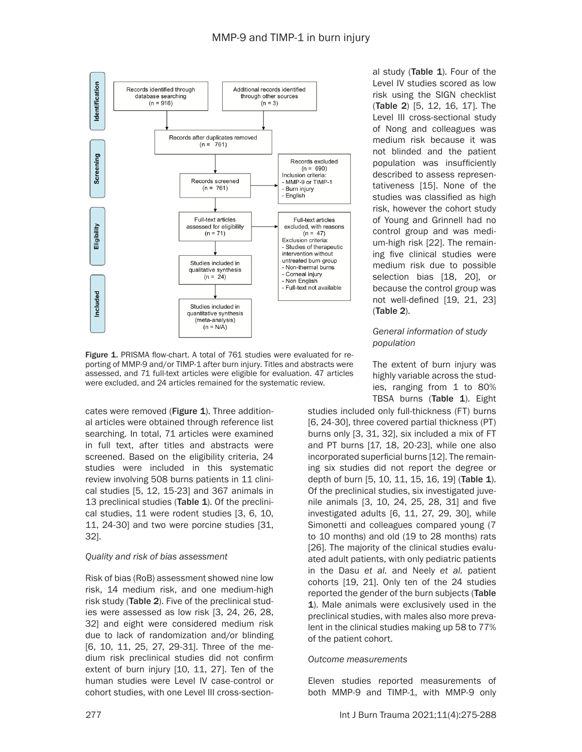Figure 1. PRISMA flow-chart. A total of 761 studies were evaluated for reporting of MMP-9 and/or TIMP-1 after burn injury. Titles and abstracts were assessed, and 71 full-text articles were eligible for evaluation. 47 articles were excluded, and 24 articles remained for the systematic review.

cates were removed (**Figure 1**). Three additional articles were obtained through reference list searching. In total, 71 articles were examined in full text, after titles and abstracts were screened. Based on the eligibility criteria, 24 studies were included in this systematic review involving 508 burns patients in 11 clinical studies [5, 12, 15-23] and 367 animals in 13 preclinical studies (**Table 1**). Of the preclinical studies, 11 were rodent studies [3, 6, 10, 11, 24-30] and two were porcine studies [31, 32].

*Quality and risk of bias assessment*

Risk of bias (RoB) assessment showed nine low risk, 14 medium risk, and one medium-high risk study (**Table 2**). Five of the preclinical studies were assessed as low risk [3, 24, 26, 28, 32] and eight were considered medium risk due to lack of randomization and/or blinding [6, 10, 11, 25, 27, 29-31]. Three of the medium risk preclinical studies did not confirm extent of burn injury [10, 11, 27]. Ten of the human studies were Level IV case-control or cohort studies, with one Level III cross-sectional study (**Table 1**). Four of the Level IV studies scored as low risk using the SIGN checklist (**Table 2**) [5, 12, 16, 17]. The Level III cross-sectional study of Nong and colleagues was medium risk because it was not blinded and the patient population was insufficiently described to assess representativeness [15]. None of the studies was classified as high risk, however the cohort study of Young and Grinnell had no control group and was medium-high risk [22]. The remaining five clinical studies were medium risk due to possible selection bias [18, 20], or because the control group was not well-defined [19, 21, 23] (**Table 2**).

*General information of study population*

The extent of burn injury was highly variable across the studies, ranging from 1 to 80% TBSA burns (**Table 1**). Eight studies included only full-thickness (FT) burns [6, 24-30], three covered partial thickness (PT) burns only [3, 31, 32], six included a mix of FT and PT burns [17, 18, 20-23], while one also incorporated superficial burns [12]. The remaining six studies did not report the degree or depth of burn [5, 10, 11, 15, 16, 19] (**Table 1**). Of the preclinical studies, six investigated juvenile animals [3, 10, 24, 25, 28, 31] and five investigated adults [6, 11, 27, 29, 30], while Simonetti and colleagues compared young (7 to 10 months) and old (19 to 28 months) rats [26]. The majority of the clinical studies evaluated adult patients, with only pediatric patients in the Dasu *et al.* and Neely *et al.* patient cohorts [19, 21]. Only ten of the 24 studies reported the gender of the burn subjects (**Table 1**). Male animals were exclusively used in the preclinical studies, with males also more prevalent in the clinical studies making up 58 to 77% of the patient cohort.

*Outcome measurements*

Eleven studies reported measurements of both MMP-9 and TIMP-1, with MMP-9 only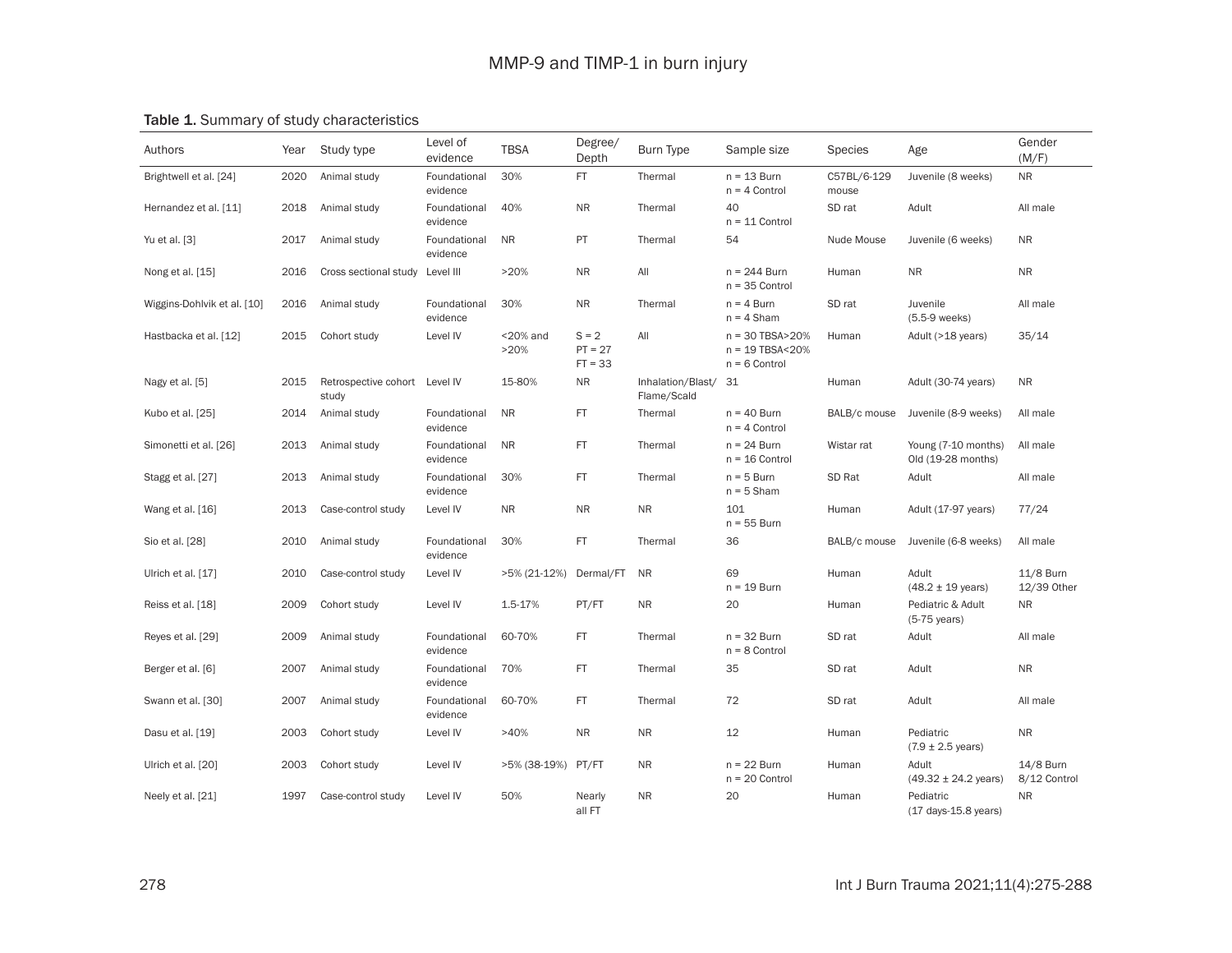**Table 1.** Summary of study characteristics

| Authors | Year | Study type | Level of evidence | TBSA | Degree/ Depth | Burn Type | Sample size | Species | Age | Gender (M/F) |
|---|---|---|---|---|---|---|---|---|---|---|
| Brightwell et al. [24] | 2020 | Animal study | Foundational evidence | 30% | FT | Thermal | n = 13 Burn n = 4 Control | C57BL/6-129 mouse | Juvenile (8 weeks) | NR |
| Hernandez et al. [11] | 2018 | Animal study | Foundational evidence | 40% | NR | Thermal | 40 n = 11 Control | SD rat | Adult | All male |
| Yu et al. [3] | 2017 | Animal study | Foundational evidence | NR | PT | Thermal | 54 | Nude Mouse | Juvenile (6 weeks) | NR |
| Nong et al. [15] | 2016 | Cross sectional study | Level III | >20% | NR | All | n = 244 Burn n = 35 Control | Human | NR | NR |
| Wiggins-Dohlvik et al. [10] | 2016 | Animal study | Foundational evidence | 30% | NR | Thermal | n = 4 Burn n = 4 Sham | SD rat | Juvenile (5.5-9 weeks) | All male |
| Hastbacka et al. [12] | 2015 | Cohort study | Level IV | <20% and >20% | S = 2 PT = 27 FT = 33 | All | n = 30 TBSA>20% n = 19 TBSA<20% n = 6 Control | Human | Adult (>18 years) | 35/14 |
| Nagy et al. [5] | 2015 | Retrospective cohort study | Level IV | 15-80% | NR | Inhalation/Blast/ Flame/Scald | 31 | Human | Adult (30-74 years) | NR |
| Kubo et al. [25] | 2014 | Animal study | Foundational evidence | NR | FT | Thermal | n = 40 Burn n = 4 Control | BALB/c mouse | Juvenile (8-9 weeks) | All male |
| Simonetti et al. [26] | 2013 | Animal study | Foundational evidence | NR | FT | Thermal | n = 24 Burn n = 16 Control | Wistar rat | Young (7-10 months) Old (19-28 months) | All male |
| Stagg et al. [27] | 2013 | Animal study | Foundational evidence | 30% | FT | Thermal | n = 5 Burn n = 5 Sham | SD Rat | Adult | All male |
| Wang et al. [16] | 2013 | Case-control study | Level IV | NR | NR | NR | 101 n = 55 Burn | Human | Adult (17-97 years) | 77/24 |
| Sio et al. [28] | 2010 | Animal study | Foundational evidence | 30% | FT | Thermal | 36 | BALB/c mouse | Juvenile (6-8 weeks) | All male |
| Ulrich et al. [17] | 2010 | Case-control study | Level IV | >5% (21-12%) | Dermal/FT | NR | 69 n = 19 Burn | Human | Adult (48.2 ± 19 years) | 11/8 Burn 12/39 Other |
| Reiss et al. [18] | 2009 | Cohort study | Level IV | 1.5-17% | PT/FT | NR | 20 | Human | Pediatric & Adult (5-75 years) | NR |
| Reyes et al. [29] | 2009 | Animal study | Foundational evidence | 60-70% | FT | Thermal | n = 32 Burn n = 8 Control | SD rat | Adult | All male |
| Berger et al. [6] | 2007 | Animal study | Foundational evidence | 70% | FT | Thermal | 35 | SD rat | Adult | NR |
| Swann et al. [30] | 2007 | Animal study | Foundational evidence | 60-70% | FT | Thermal | 72 | SD rat | Adult | All male |
| Dasu et al. [19] | 2003 | Cohort study | Level IV | >40% | NR | NR | 12 | Human | Pediatric (7.9 ± 2.5 years) | NR |
| Ulrich et al. [20] | 2003 | Cohort study | Level IV | >5% (38-19%) | PT/FT | NR | n = 22 Burn n = 20 Control | Human | Adult (49.32 ± 24.2 years) | 14/8 Burn 8/12 Control |
| Neely et al. [21] | 1997 | Case-control study | Level IV | 50% | Nearly all FT | NR | 20 | Human | Pediatric (17 days-15.8 years) | NR |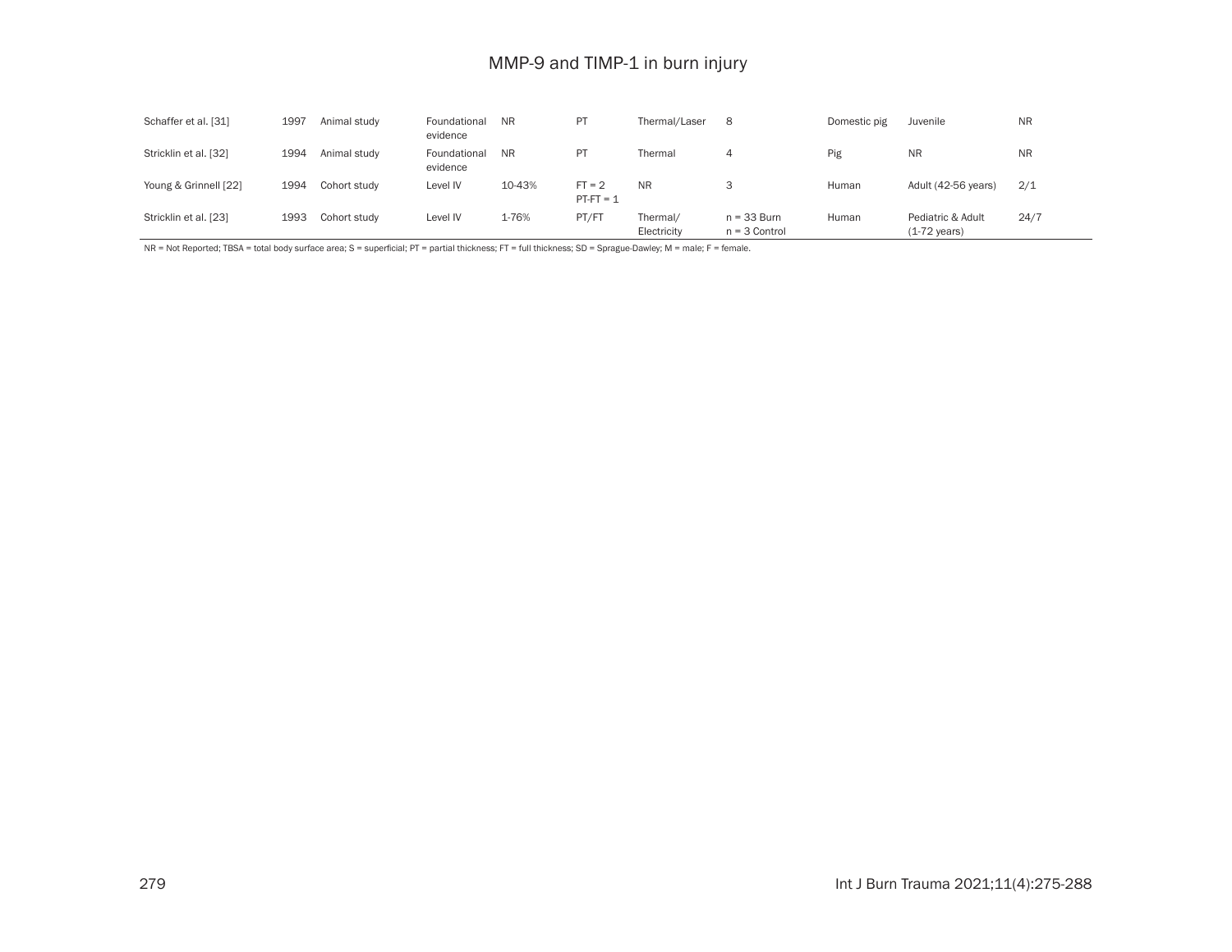| | | | | | | | | | | |
|---|---|---|---|---|---|---|---|---|---|---|
| Schaffer et al. [31] | 1997 | Animal study | Foundational evidence | NR | PT | Thermal/Laser | 8 | Domestic pig | Juvenile | NR |
| Stricklin et al. [32] | 1994 | Animal study | Foundational evidence | NR | PT | Thermal | 4 | Pig | NR | NR |
| Young & Grinnell [22] | 1994 | Cohort study | Level IV | 10-43% | FT = 2 PT-FT = 1 | NR | 3 | Human | Adult (42-56 years) | 2/1 |
| Stricklin et al. [23] | 1993 | Cohort study | Level IV | 1-76% | PT/FT | Thermal/ Electricity | n = 33 Burn n = 3 Control | Human | Pediatric & Adult (1-72 years) | 24/7 |

NR = Not Reported; TBSA = total body surface area; S = superficial; PT = partial thickness; FT = full thickness; SD = Sprague-Dawley; M = male; F = female.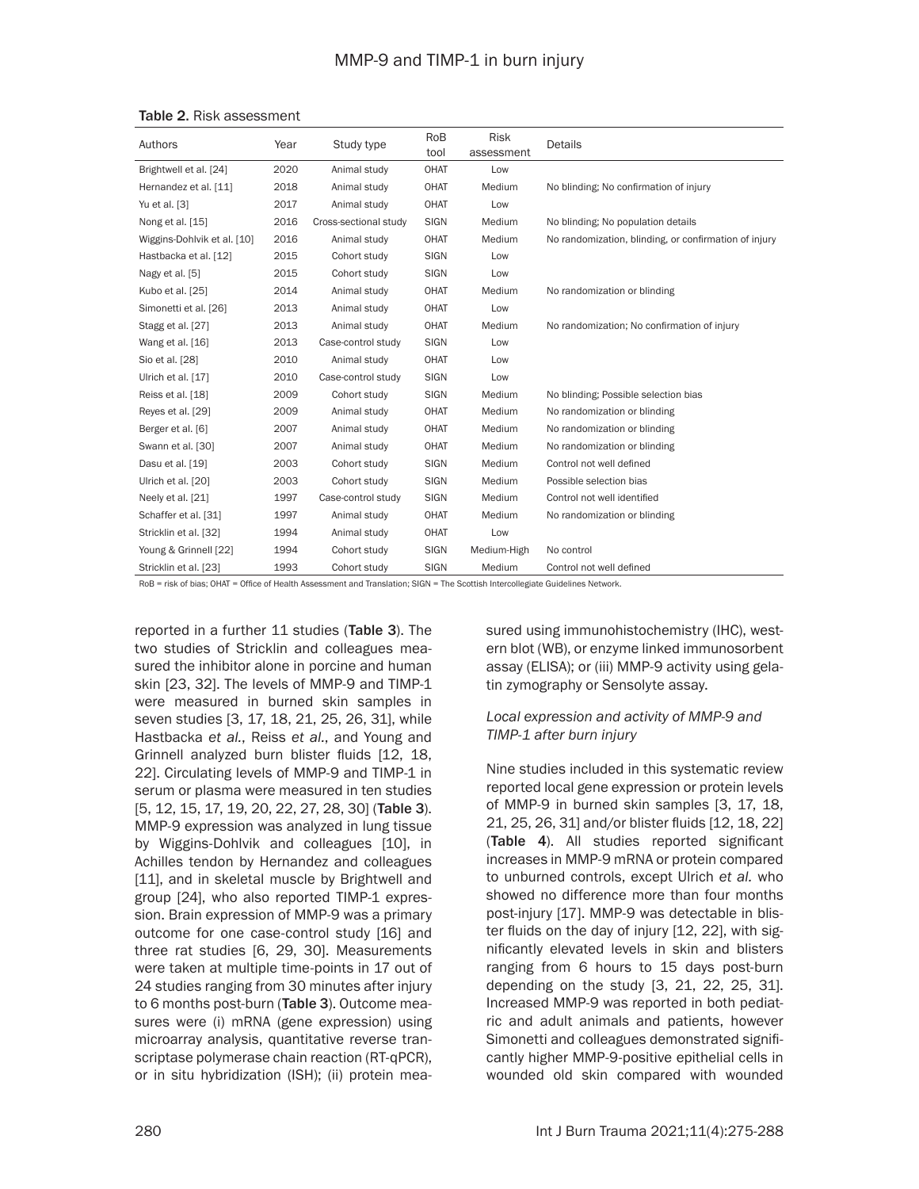Table 2. Risk assessment

| Authors | Year | Study type | RoB tool | Risk assessment | Details |
|---|---|---|---|---|---|
| Brightwell et al. [24] | 2020 | Animal study | OHAT | Low | |
| Hernandez et al. [11] | 2018 | Animal study | OHAT | Medium | No blinding; No confirmation of injury |
| Yu et al. [3] | 2017 | Animal study | OHAT | Low | |
| Nong et al. [15] | 2016 | Cross-sectional study | SIGN | Medium | No blinding; No population details |
| Wiggins-Dohlvik et al. [10] | 2016 | Animal study | OHAT | Medium | No randomization, blinding, or confirmation of injury |
| Hastbacka et al. [12] | 2015 | Cohort study | SIGN | Low | |
| Nagy et al. [5] | 2015 | Cohort study | SIGN | Low | |
| Kubo et al. [25] | 2014 | Animal study | OHAT | Medium | No randomization or blinding |
| Simonetti et al. [26] | 2013 | Animal study | OHAT | Low | |
| Stagg et al. [27] | 2013 | Animal study | OHAT | Medium | No randomization; No confirmation of injury |
| Wang et al. [16] | 2013 | Case-control study | SIGN | Low | |
| Sio et al. [28] | 2010 | Animal study | OHAT | Low | |
| Ulrich et al. [17] | 2010 | Case-control study | SIGN | Low | |
| Reiss et al. [18] | 2009 | Cohort study | SIGN | Medium | No blinding; Possible selection bias |
| Reyes et al. [29] | 2009 | Animal study | OHAT | Medium | No randomization or blinding |
| Berger et al. [6] | 2007 | Animal study | OHAT | Medium | No randomization or blinding |
| Swann et al. [30] | 2007 | Animal study | OHAT | Medium | No randomization or blinding |
| Dasu et al. [19] | 2003 | Cohort study | SIGN | Medium | Control not well defined |
| Ulrich et al. [20] | 2003 | Cohort study | SIGN | Medium | Possible selection bias |
| Neely et al. [21] | 1997 | Case-control study | SIGN | Medium | Control not well identified |
| Schaffer et al. [31] | 1997 | Animal study | OHAT | Medium | No randomization or blinding |
| Stricklin et al. [32] | 1994 | Animal study | OHAT | Low | |
| Young & Grinnell [22] | 1994 | Cohort study | SIGN | Medium-High | No control |
| Stricklin et al. [23] | 1993 | Cohort study | SIGN | Medium | Control not well defined |

RoB = risk of bias; OHAT = Office of Health Assessment and Translation; SIGN = The Scottish Intercollegiate Guidelines Network.

reported in a further 11 studies (**Table 3**). The two studies of Stricklin and colleagues measured the inhibitor alone in porcine and human skin [23, 32]. The levels of MMP-9 and TIMP-1 were measured in burned skin samples in seven studies [3, 17, 18, 21, 25, 26, 31], while Hastbacka *et al.*, Reiss *et al.*, and Young and Grinnell analyzed burn blister fluids [12, 18, 22]. Circulating levels of MMP-9 and TIMP-1 in serum or plasma were measured in ten studies [5, 12, 15, 17, 19, 20, 22, 27, 28, 30] (**Table 3**). MMP-9 expression was analyzed in lung tissue by Wiggins-Dohlvik and colleagues [10], in Achilles tendon by Hernandez and colleagues [11], and in skeletal muscle by Brightwell and group [24], who also reported TIMP-1 expression. Brain expression of MMP-9 was a primary outcome for one case-control study [16] and three rat studies [6, 29, 30]. Measurements were taken at multiple time-points in 17 out of 24 studies ranging from 30 minutes after injury to 6 months post-burn (**Table 3**). Outcome measures were (i) mRNA (gene expression) using microarray analysis, quantitative reverse transcriptase polymerase chain reaction (RT-qPCR), or in situ hybridization (ISH); (ii) protein measured using immunohistochemistry (IHC), western blot (WB), or enzyme linked immunosorbent assay (ELISA); or (iii) MMP-9 activity using gelatin zymography or Sensolyte assay.

### *Local expression and activity of MMP-9 and TIMP-1 after burn injury*

Nine studies included in this systematic review reported local gene expression or protein levels of MMP-9 in burned skin samples [3, 17, 18, 21, 25, 26, 31] and/or blister fluids [12, 18, 22] (**Table 4**). All studies reported significant increases in MMP-9 mRNA or protein compared to unburned controls, except Ulrich *et al.* who showed no difference more than four months post-injury [17]. MMP-9 was detectable in blister fluids on the day of injury [12, 22], with significantly elevated levels in skin and blisters ranging from 6 hours to 15 days post-burn depending on the study [3, 21, 22, 25, 31]. Increased MMP-9 was reported in both pediatric and adult animals and patients, however Simonetti and colleagues demonstrated significantly higher MMP-9-positive epithelial cells in wounded old skin compared with wounded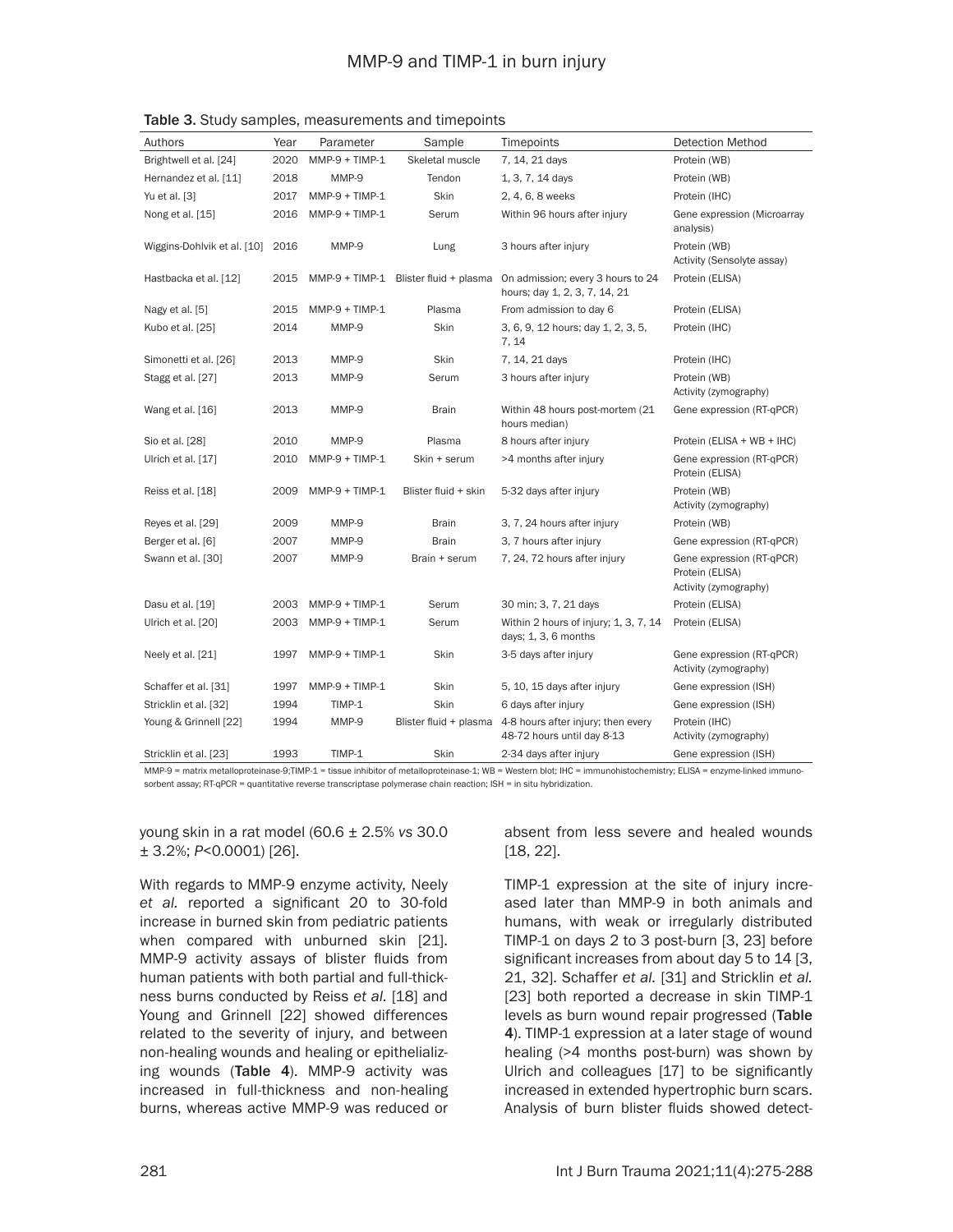**Table 3.** Study samples, measurements and timepoints

| Authors | Year | Parameter | Sample | Timepoints | Detection Method |
|---|---|---|---|---|---|
| Brightwell et al. [24] | 2020 | MMP-9 + TIMP-1 | Skeletal muscle | 7, 14, 21 days | Protein (WB) |
| Hernandez et al. [11] | 2018 | MMP-9 | Tendon | 1, 3, 7, 14 days | Protein (WB) |
| Yu et al. [3] | 2017 | MMP-9 + TIMP-1 | Skin | 2, 4, 6, 8 weeks | Protein (IHC) |
| Nong et al. [15] | 2016 | MMP-9 + TIMP-1 | Serum | Within 96 hours after injury | Gene expression (Microarray analysis) |
| Wiggins-Dohlvik et al. [10] | 2016 | MMP-9 | Lung | 3 hours after injury | Protein (WB) Activity (Sensolyte assay) |
| Hastbacka et al. [12] | 2015 | MMP-9 + TIMP-1 | Blister fluid + plasma | On admission; every 3 hours to 24 hours; day 1, 2, 3, 7, 14, 21 | Protein (ELISA) |
| Nagy et al. [5] | 2015 | MMP-9 + TIMP-1 | Plasma | From admission to day 6 | Protein (ELISA) |
| Kubo et al. [25] | 2014 | MMP-9 | Skin | 3, 6, 9, 12 hours; day 1, 2, 3, 5, 7, 14 | Protein (IHC) |
| Simonetti et al. [26] | 2013 | MMP-9 | Skin | 7, 14, 21 days | Protein (IHC) |
| Stagg et al. [27] | 2013 | MMP-9 | Serum | 3 hours after injury | Protein (WB) Activity (zymography) |
| Wang et al. [16] | 2013 | MMP-9 | Brain | Within 48 hours post-mortem (21 hours median) | Gene expression (RT-qPCR) |
| Sio et al. [28] | 2010 | MMP-9 | Plasma | 8 hours after injury | Protein (ELISA + WB + IHC) |
| Ulrich et al. [17] | 2010 | MMP-9 + TIMP-1 | Skin + serum | >4 months after injury | Gene expression (RT-qPCR) Protein (ELISA) |
| Reiss et al. [18] | 2009 | MMP-9 + TIMP-1 | Blister fluid + skin | 5-32 days after injury | Protein (WB) Activity (zymography) |
| Reyes et al. [29] | 2009 | MMP-9 | Brain | 3, 7, 24 hours after injury | Protein (WB) |
| Berger et al. [6] | 2007 | MMP-9 | Brain | 3, 7 hours after injury | Gene expression (RT-qPCR) |
| Swann et al. [30] | 2007 | MMP-9 | Brain + serum | 7, 24, 72 hours after injury | Gene expression (RT-qPCR) Protein (ELISA) Activity (zymography) |
| Dasu et al. [19] | 2003 | MMP-9 + TIMP-1 | Serum | 30 min; 3, 7, 21 days | Protein (ELISA) |
| Ulrich et al. [20] | 2003 | MMP-9 + TIMP-1 | Serum | Within 2 hours of injury; 1, 3, 7, 14 days; 1, 3, 6 months | Protein (ELISA) |
| Neely et al. [21] | 1997 | MMP-9 + TIMP-1 | Skin | 3-5 days after injury | Gene expression (RT-qPCR) Activity (zymography) |
| Schaffer et al. [31] | 1997 | MMP-9 + TIMP-1 | Skin | 5, 10, 15 days after injury | Gene expression (ISH) |
| Stricklin et al. [32] | 1994 | TIMP-1 | Skin | 6 days after injury | Gene expression (ISH) |
| Young & Grinnell [22] | 1994 | MMP-9 | Blister fluid + plasma | 4-8 hours after injury; then every 48-72 hours until day 8-13 | Protein (IHC) Activity (zymography) |
| Stricklin et al. [23] | 1993 | TIMP-1 | Skin | 2-34 days after injury | Gene expression (ISH) |

MMP-9 = matrix metalloproteinase-9;TIMP-1 = tissue inhibitor of metalloproteinase-1; WB = Western blot; IHC = immunohistochemistry; ELISA = enzyme-linked immunosorbent assay; RT-qPCR = quantitative reverse transcriptase polymerase chain reaction; ISH = in situ hybridization.

young skin in a rat model (60.6 ± 2.5% *vs* 30.0 ± 3.2%; $P<0.0001$) [26].

With regards to MMP-9 enzyme activity, Neely *et al.* reported a significant 20 to 30-fold increase in burned skin from pediatric patients when compared with unburned skin [21]. MMP-9 activity assays of blister fluids from human patients with both partial and full-thickness burns conducted by Reiss *et al.* [18] and Young and Grinnell [22] showed differences related to the severity of injury, and between non-healing wounds and healing or epithelializing wounds (**Table 4**). MMP-9 activity was increased in full-thickness and non-healing burns, whereas active MMP-9 was reduced or absent from less severe and healed wounds [18, 22].

TIMP-1 expression at the site of injury increased later than MMP-9 in both animals and humans, with weak or irregularly distributed TIMP-1 on days 2 to 3 post-burn [3, 23] before significant increases from about day 5 to 14 [3, 21, 32]. Schaffer *et al.* [31] and Stricklin *et al.* [23] both reported a decrease in skin TIMP-1 levels as burn wound repair progressed (**Table 4**). TIMP-1 expression at a later stage of wound healing (>4 months post-burn) was shown by Ulrich and colleagues [17] to be significantly increased in extended hypertrophic burn scars. Analysis of burn blister fluids showed detect-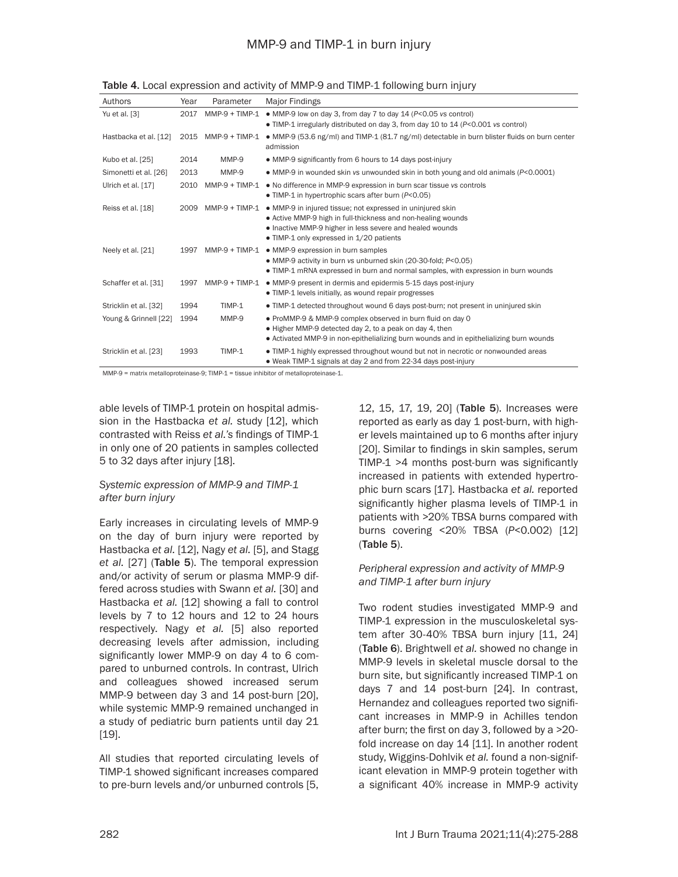Table 4. Local expression and activity of MMP-9 and TIMP-1 following burn injury

| Authors | Year | Parameter | Major Findings |
| --- | --- | --- | --- |
| Yu et al. [3] | 2017 | MMP-9 + TIMP-1 | • MMP-9 low on day 3, from day 7 to day 14 ($P<0.05$ *vs* control)<br>• TIMP-1 irregularly distributed on day 3, from day 10 to 14 ($P<0.001$ *vs* control) |
| Hastbacka et al. [12] | 2015 | MMP-9 + TIMP-1 | • MMP-9 (53.6 ng/ml) and TIMP-1 (81.7 ng/ml) detectable in burn blister fluids on burn center admission |
| Kubo et al. [25] | 2014 | MMP-9 | • MMP-9 significantly from 6 hours to 14 days post-injury |
| Simonetti et al. [26] | 2013 | MMP-9 | • MMP-9 in wounded skin *vs* unwounded skin in both young and old animals ($P<0.0001$) |
| Ulrich et al. [17] | 2010 | MMP-9 + TIMP-1 | • No difference in MMP-9 expression in burn scar tissue *vs* controls<br>• TIMP-1 in hypertrophic scars after burn ($P<0.05$) |
| Reiss et al. [18] | 2009 | MMP-9 + TIMP-1 | • MMP-9 in injured tissue; not expressed in uninjured skin<br>• Active MMP-9 high in full-thickness and non-healing wounds<br>• Inactive MMP-9 higher in less severe and healed wounds<br>• TIMP-1 only expressed in 1/20 patients |
| Neely et al. [21] | 1997 | MMP-9 + TIMP-1 | • MMP-9 expression in burn samples<br>• MMP-9 activity in burn *vs* unburned skin (20-30-fold; $P<0.05$)<br>• TIMP-1 mRNA expressed in burn and normal samples, with expression in burn wounds |
| Schaffer et al. [31] | 1997 | MMP-9 + TIMP-1 | • MMP-9 present in dermis and epidermis 5-15 days post-injury<br>• TIMP-1 levels initially, as wound repair progresses |
| Stricklin et al. [32] | 1994 | TIMP-1 | • TIMP-1 detected throughout wound 6 days post-burn; not present in uninjured skin |
| Young & Grinnell [22] | 1994 | MMP-9 | • ProMMP-9 & MMP-9 complex observed in burn fluid on day 0<br>• Higher MMP-9 detected day 2, to a peak on day 4, then<br>• Activated MMP-9 in non-epithelializing burn wounds and in epithelializing burn wounds |
| Stricklin et al. [23] | 1993 | TIMP-1 | • TIMP-1 highly expressed throughout wound but not in necrotic or nonwounded areas<br>• Weak TIMP-1 signals at day 2 and from 22-34 days post-injury |

MMP-9 = matrix metalloproteinase-9; TIMP-1 = tissue inhibitor of metalloproteinase-1.

able levels of TIMP-1 protein on hospital admission in the Hastbacka *et al.* study [12], which contrasted with Reiss *et al.*'s findings of TIMP-1 in only one of 20 patients in samples collected 5 to 32 days after injury [18].

### *Systemic expression of MMP-9 and TIMP-1 after burn injury*

Early increases in circulating levels of MMP-9 on the day of burn injury were reported by Hastbacka *et al.* [12], Nagy *et al.* [5], and Stagg *et al.* [27] (**Table 5**). The temporal expression and/or activity of serum or plasma MMP-9 differed across studies with Swann *et al.* [30] and Hastbacka *et al.* [12] showing a fall to control levels by 7 to 12 hours and 12 to 24 hours respectively. Nagy *et al.* [5] also reported decreasing levels after admission, including significantly lower MMP-9 on day 4 to 6 compared to unburned controls. In contrast, Ulrich and colleagues showed increased serum MMP-9 between day 3 and 14 post-burn [20], while systemic MMP-9 remained unchanged in a study of pediatric burn patients until day 21 [19].

All studies that reported circulating levels of TIMP-1 showed significant increases compared to pre-burn levels and/or unburned controls [5, 12, 15, 17, 19, 20] (**Table 5**). Increases were reported as early as day 1 post-burn, with higher levels maintained up to 6 months after injury [20]. Similar to findings in skin samples, serum TIMP-1 >4 months post-burn was significantly increased in patients with extended hypertrophic burn scars [17]. Hastbacka *et al.* reported significantly higher plasma levels of TIMP-1 in patients with >20% TBSA burns compared with burns covering <20% TBSA ($P<0.002$) [12] (**Table 5**).

### *Peripheral expression and activity of MMP-9 and TIMP-1 after burn injury*

Two rodent studies investigated MMP-9 and TIMP-1 expression in the musculoskeletal system after 30-40% TBSA burn injury [11, 24] (**Table 6**). Brightwell *et al.* showed no change in MMP-9 levels in skeletal muscle dorsal to the burn site, but significantly increased TIMP-1 on days 7 and 14 post-burn [24]. In contrast, Hernandez and colleagues reported two significant increases in MMP-9 in Achilles tendon after burn; the first on day 3, followed by a >20-fold increase on day 14 [11]. In another rodent study, Wiggins-Dohlvik *et al.* found a non-significant elevation in MMP-9 protein together with a significant 40% increase in MMP-9 activity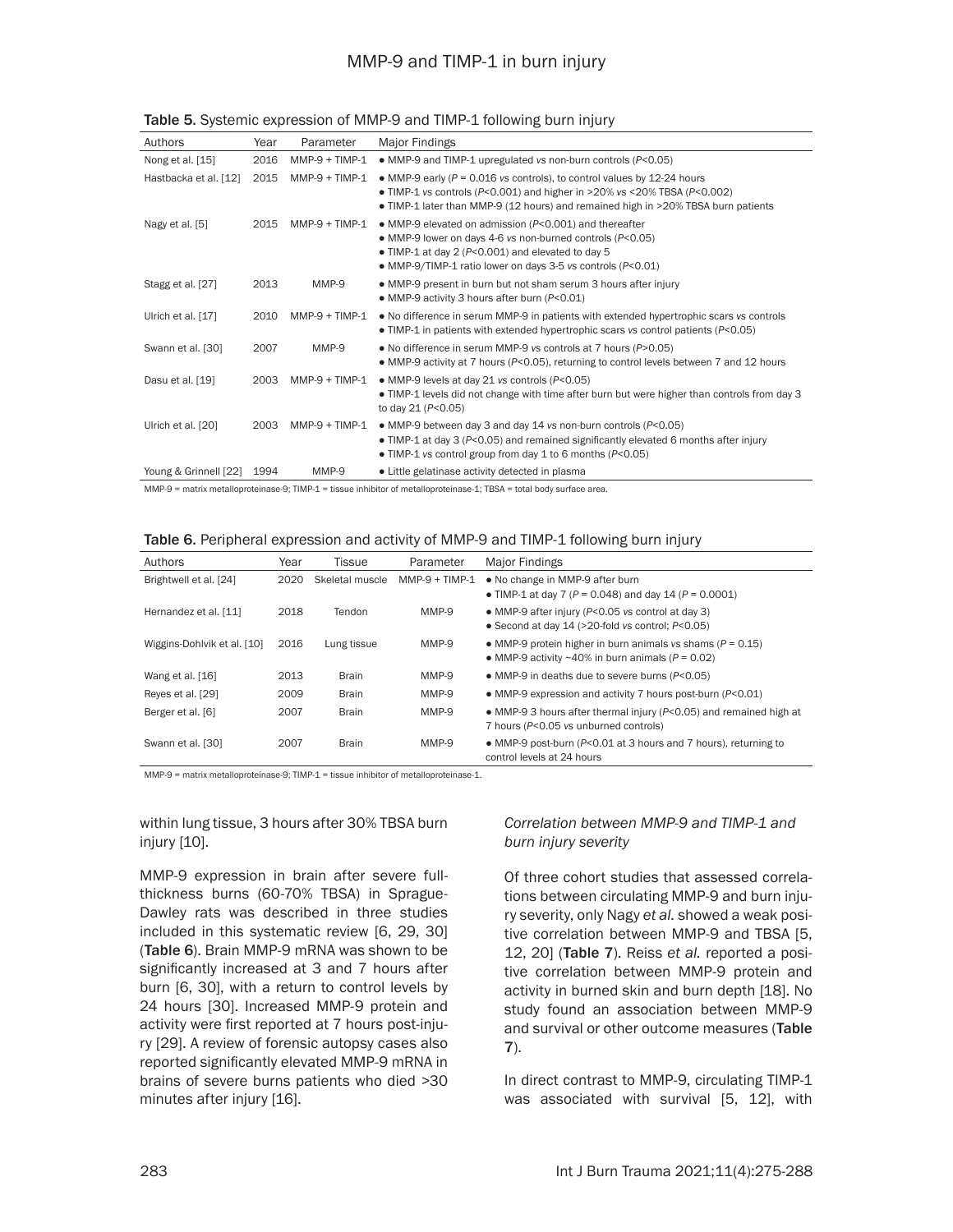Table 5. Systemic expression of MMP-9 and TIMP-1 following burn injury

| Authors | Year | Parameter | Major Findings |
|---|---|---|---|
| Nong et al. [15] | 2016 | MMP-9 + TIMP-1 | • MMP-9 and TIMP-1 upregulated *vs* non-burn controls ($P<0.05$) |
| Hastbacka et al. [12] | 2015 | MMP-9 + TIMP-1 | • MMP-9 early ($P = 0.016$ *vs* controls), to control values by 12-24 hours<br>• TIMP-1 *vs* controls ($P<0.001$) and higher in >20% *vs* <20% TBSA ($P<0.002$)<br>• TIMP-1 later than MMP-9 (12 hours) and remained high in >20% TBSA burn patients |
| Nagy et al. [5] | 2015 | MMP-9 + TIMP-1 | • MMP-9 elevated on admission ($P<0.001$) and thereafter<br>• MMP-9 lower on days 4-6 *vs* non-burned controls ($P<0.05$)<br>• TIMP-1 at day 2 ($P<0.001$) and elevated to day 5<br>• MMP-9/TIMP-1 ratio lower on days 3-5 *vs* controls ($P<0.01$) |
| Stagg et al. [27] | 2013 | MMP-9 | • MMP-9 present in burn but not sham serum 3 hours after injury<br>• MMP-9 activity 3 hours after burn ($P<0.01$) |
| Ulrich et al. [17] | 2010 | MMP-9 + TIMP-1 | • No difference in serum MMP-9 in patients with extended hypertrophic scars *vs* controls<br>• TIMP-1 in patients with extended hypertrophic scars *vs* control patients ($P<0.05$) |
| Swann et al. [30] | 2007 | MMP-9 | • No difference in serum MMP-9 *vs* controls at 7 hours ($P>0.05$)<br>• MMP-9 activity at 7 hours ($P<0.05$), returning to control levels between 7 and 12 hours |
| Dasu et al. [19] | 2003 | MMP-9 + TIMP-1 | • MMP-9 levels at day 21 *vs* controls ($P<0.05$)<br>• TIMP-1 levels did not change with time after burn but were higher than controls from day 3 to day 21 ($P<0.05$) |
| Ulrich et al. [20] | 2003 | MMP-9 + TIMP-1 | • MMP-9 between day 3 and day 14 *vs* non-burn controls ($P<0.05$)<br>• TIMP-1 at day 3 ($P<0.05$) and remained significantly elevated 6 months after injury<br>• TIMP-1 *vs* control group from day 1 to 6 months ($P<0.05$) |
| Young & Grinnell [22] | 1994 | MMP-9 | • Little gelatinase activity detected in plasma |

MMP-9 = matrix metalloproteinase-9; TIMP-1 = tissue inhibitor of metalloproteinase-1; TBSA = total body surface area.

Table 6. Peripheral expression and activity of MMP-9 and TIMP-1 following burn injury

| Authors | Year | Tissue | Parameter | Major Findings |
|---|---|---|---|---|
| Brightwell et al. [24] | 2020 | Skeletal muscle | MMP-9 + TIMP-1 | • No change in MMP-9 after burn<br>• TIMP-1 at day 7 ($P = 0.048$) and day 14 ($P = 0.0001$) |
| Hernandez et al. [11] | 2018 | Tendon | MMP-9 | • MMP-9 after injury ($P<0.05$ *vs* control at day 3)<br>• Second at day 14 (>20-fold *vs* control; $P<0.05$) |
| Wiggins-Dohlvik et al. [10] | 2016 | Lung tissue | MMP-9 | • MMP-9 protein higher in burn animals *vs* shams ($P = 0.15$)<br>• MMP-9 activity ~40% in burn animals ($P = 0.02$) |
| Wang et al. [16] | 2013 | Brain | MMP-9 | • MMP-9 in deaths due to severe burns ($P<0.05$) |
| Reyes et al. [29] | 2009 | Brain | MMP-9 | • MMP-9 expression and activity 7 hours post-burn ($P<0.01$) |
| Berger et al. [6] | 2007 | Brain | MMP-9 | • MMP-9 3 hours after thermal injury ($P<0.05$) and remained high at 7 hours ($P<0.05$ *vs* unburned controls) |
| Swann et al. [30] | 2007 | Brain | MMP-9 | • MMP-9 post-burn ($P<0.01$ at 3 hours and 7 hours), returning to control levels at 24 hours |

MMP-9 = matrix metalloproteinase-9; TIMP-1 = tissue inhibitor of metalloproteinase-1.

within lung tissue, 3 hours after 30% TBSA burn injury [10].

MMP-9 expression in brain after severe full-thickness burns (60-70% TBSA) in Sprague-Dawley rats was described in three studies included in this systematic review [6, 29, 30] (**Table 6**). Brain MMP-9 mRNA was shown to be significantly increased at 3 and 7 hours after burn [6, 30], with a return to control levels by 24 hours [30]. Increased MMP-9 protein and activity were first reported at 7 hours post-injury [29]. A review of forensic autopsy cases also reported significantly elevated MMP-9 mRNA in brains of severe burns patients who died >30 minutes after injury [16].

### *Correlation between MMP-9 and TIMP-1 and burn injury severity*

Of three cohort studies that assessed correlations between circulating MMP-9 and burn injury severity, only Nagy *et al.* showed a weak positive correlation between MMP-9 and TBSA [5, 12, 20] (**Table 7**). Reiss *et al.* reported a positive correlation between MMP-9 protein and activity in burned skin and burn depth [18]. No study found an association between MMP-9 and survival or other outcome measures (**Table 7**).

In direct contrast to MMP-9, circulating TIMP-1 was associated with survival [5, 12], with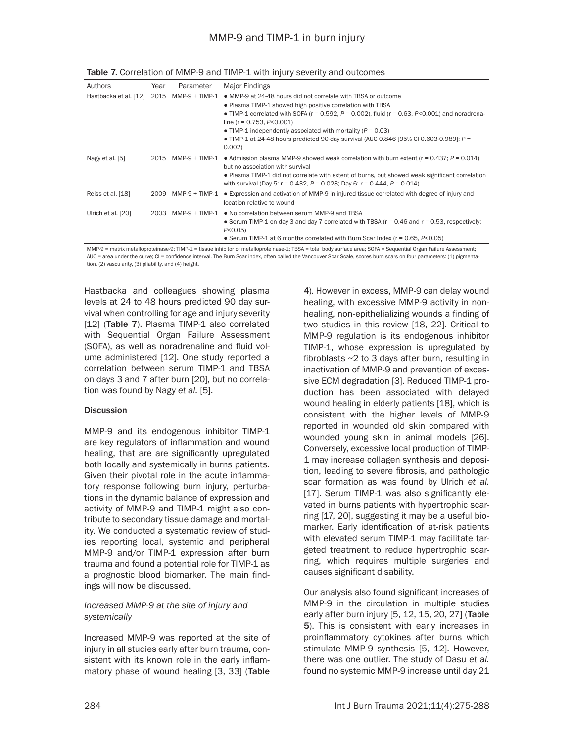**Table 7.** Correlation of MMP-9 and TIMP-1 with injury severity and outcomes

| Authors | Year | Parameter | Major Findings |
|---|---|---|---|
| Hastbacka et al. [12] | 2015 | MMP-9 + TIMP-1 | • MMP-9 at 24-48 hours did not correlate with TBSA or outcome<br>• Plasma TIMP-1 showed high positive correlation with TBSA<br>• TIMP-1 correlated with SOFA ($r = 0.592$, $P = 0.002$), fluid ($r = 0.63$, $P<0.001$) and noradrenaline ($r = 0.753$, $P<0.001$)<br>• TIMP-1 independently associated with mortality ($P = 0.03$)<br>• TIMP-1 at 24-48 hours predicted 90-day survival (AUC 0.846 [95% CI 0.603-0.989]; $P = 0.002$) |
| Nagy et al. [5] | 2015 | MMP-9 + TIMP-1 | • Admission plasma MMP-9 showed weak correlation with burn extent ($r = 0.437$; $P = 0.014$) but no association with survival<br>• Plasma TIMP-1 did not correlate with extent of burns, but showed weak significant correlation with survival (Day 5: $r = 0.432$, $P = 0.028$; Day 6: $r = 0.444$, $P = 0.014$) |
| Reiss et al. [18] | 2009 | MMP-9 + TIMP-1 | • Expression and activation of MMP-9 in injured tissue correlated with degree of injury and location relative to wound |
| Ulrich et al. [20] | 2003 | MMP-9 + TIMP-1 | • No correlation between serum MMP-9 and TBSA<br>• Serum TIMP-1 on day 3 and day 7 correlated with TBSA ($r = 0.46$ and $r = 0.53$, respectively; $P<0.05$)<br>• Serum TIMP-1 at 6 months correlated with Burn Scar Index ($r = 0.65$, $P<0.05$) |

MMP-9 = matrix metalloproteinase-9; TIMP-1 = tissue inhibitor of metalloproteinase-1; TBSA = total body surface area; SOFA = Sequential Organ Failure Assessment; AUC = area under the curve; CI = confidence interval. The Burn Scar index, often called the Vancouver Scar Scale, scores burn scars on four parameters: (1) pigmentation, (2) vascularity, (3) pliability, and (4) height.

Hastbacka and colleagues showing plasma levels at 24 to 48 hours predicted 90 day survival when controlling for age and injury severity [12] (**Table 7**). Plasma TIMP-1 also correlated with Sequential Organ Failure Assessment (SOFA), as well as noradrenaline and fluid volume administered [12]. One study reported a correlation between serum TIMP-1 and TBSA on days 3 and 7 after burn [20], but no correlation was found by Nagy *et al.* [5].

## Discussion

MMP-9 and its endogenous inhibitor TIMP-1 are key regulators of inflammation and wound healing, that are are significantly upregulated both locally and systemically in burns patients. Given their pivotal role in the acute inflammatory response following burn injury, perturbations in the dynamic balance of expression and activity of MMP-9 and TIMP-1 might also contribute to secondary tissue damage and mortality. We conducted a systematic review of studies reporting local, systemic and peripheral MMP-9 and/or TIMP-1 expression after burn trauma and found a potential role for TIMP-1 as a prognostic blood biomarker. The main findings will now be discussed.

### *Increased MMP-9 at the site of injury and systemically*

Increased MMP-9 was reported at the site of injury in all studies early after burn trauma, consistent with its known role in the early inflammatory phase of wound healing [3, 33] (**Table 4**). However in excess, MMP-9 can delay wound healing, with excessive MMP-9 activity in non-healing, non-epithelializing wounds a finding of two studies in this review [18, 22]. Critical to MMP-9 regulation is its endogenous inhibitor TIMP-1, whose expression is upregulated by fibroblasts ~2 to 3 days after burn, resulting in inactivation of MMP-9 and prevention of excessive ECM degradation [3]. Reduced TIMP-1 production has been associated with delayed wound healing in elderly patients [18], which is consistent with the higher levels of MMP-9 reported in wounded old skin compared with wounded young skin in animal models [26]. Conversely, excessive local production of TIMP-1 may increase collagen synthesis and deposition, leading to severe fibrosis, and pathologic scar formation as was found by Ulrich *et al.* [17]. Serum TIMP-1 was also significantly elevated in burns patients with hypertrophic scarring [17, 20], suggesting it may be a useful biomarker. Early identification of at-risk patients with elevated serum TIMP-1 may facilitate targeted treatment to reduce hypertrophic scarring, which requires multiple surgeries and causes significant disability.

Our analysis also found significant increases of MMP-9 in the circulation in multiple studies early after burn injury [5, 12, 15, 20, 27] (**Table 5**). This is consistent with early increases in proinflammatory cytokines after burns which stimulate MMP-9 synthesis [5, 12]. However, there was one outlier. The study of Dasu *et al.* found no systemic MMP-9 increase until day 21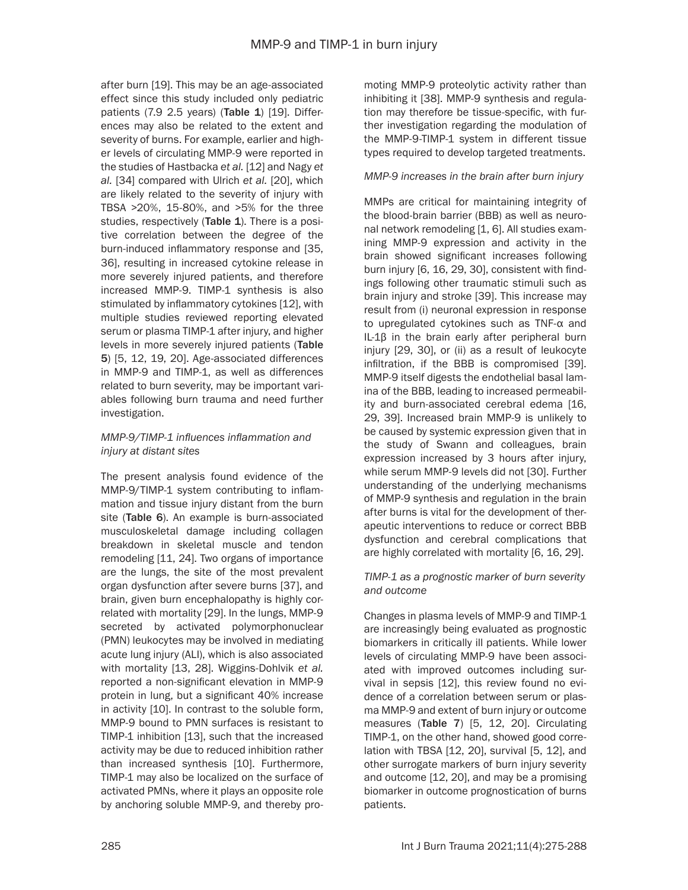after burn [19]. This may be an age-associated effect since this study included only pediatric patients (7.9 2.5 years) (**Table 1**) [19]. Differences may also be related to the extent and severity of burns. For example, earlier and higher levels of circulating MMP-9 were reported in the studies of Hastbacka *et al.* [12] and Nagy *et al.* [34] compared with Ulrich *et al.* [20], which are likely related to the severity of injury with TBSA >20%, 15-80%, and >5% for the three studies, respectively (**Table 1**). There is a positive correlation between the degree of the burn-induced inflammatory response and [35, 36], resulting in increased cytokine release in more severely injured patients, and therefore increased MMP-9. TIMP-1 synthesis is also stimulated by inflammatory cytokines [12], with multiple studies reviewed reporting elevated serum or plasma TIMP-1 after injury, and higher levels in more severely injured patients (**Table 5**) [5, 12, 19, 20]. Age-associated differences in MMP-9 and TIMP-1, as well as differences related to burn severity, may be important variables following burn trauma and need further investigation.

*MMP-9/TIMP-1 influences inflammation and injury at distant sites*

The present analysis found evidence of the MMP-9/TIMP-1 system contributing to inflammation and tissue injury distant from the burn site (**Table 6**). An example is burn-associated musculoskeletal damage including collagen breakdown in skeletal muscle and tendon remodeling [11, 24]. Two organs of importance are the lungs, the site of the most prevalent organ dysfunction after severe burns [37], and brain, given burn encephalopathy is highly correlated with mortality [29]. In the lungs, MMP-9 secreted by activated polymorphonuclear (PMN) leukocytes may be involved in mediating acute lung injury (ALI), which is also associated with mortality [13, 28]. Wiggins-Dohlvik *et al.* reported a non-significant elevation in MMP-9 protein in lung, but a significant 40% increase in activity [10]. In contrast to the soluble form, MMP-9 bound to PMN surfaces is resistant to TIMP-1 inhibition [13], such that the increased activity may be due to reduced inhibition rather than increased synthesis [10]. Furthermore, TIMP-1 may also be localized on the surface of activated PMNs, where it plays an opposite role by anchoring soluble MMP-9, and thereby promoting MMP-9 proteolytic activity rather than inhibiting it [38]. MMP-9 synthesis and regulation may therefore be tissue-specific, with further investigation regarding the modulation of the MMP-9-TIMP-1 system in different tissue types required to develop targeted treatments.

*MMP-9 increases in the brain after burn injury*

MMPs are critical for maintaining integrity of the blood-brain barrier (BBB) as well as neuronal network remodeling [1, 6]. All studies examining MMP-9 expression and activity in the brain showed significant increases following burn injury [6, 16, 29, 30], consistent with findings following other traumatic stimuli such as brain injury and stroke [39]. This increase may result from (i) neuronal expression in response to upregulated cytokines such as TNF-α and IL-1β in the brain early after peripheral burn injury [29, 30], or (ii) as a result of leukocyte infiltration, if the BBB is compromised [39]. MMP-9 itself digests the endothelial basal lamina of the BBB, leading to increased permeability and burn-associated cerebral edema [16, 29, 39]. Increased brain MMP-9 is unlikely to be caused by systemic expression given that in the study of Swann and colleagues, brain expression increased by 3 hours after injury, while serum MMP-9 levels did not [30]. Further understanding of the underlying mechanisms of MMP-9 synthesis and regulation in the brain after burns is vital for the development of therapeutic interventions to reduce or correct BBB dysfunction and cerebral complications that are highly correlated with mortality [6, 16, 29].

*TIMP-1 as a prognostic marker of burn severity and outcome*

Changes in plasma levels of MMP-9 and TIMP-1 are increasingly being evaluated as prognostic biomarkers in critically ill patients. While lower levels of circulating MMP-9 have been associated with improved outcomes including survival in sepsis [12], this review found no evidence of a correlation between serum or plasma MMP-9 and extent of burn injury or outcome measures (**Table 7**) [5, 12, 20]. Circulating TIMP-1, on the other hand, showed good correlation with TBSA [12, 20], survival [5, 12], and other surrogate markers of burn injury severity and outcome [12, 20], and may be a promising biomarker in outcome prognostication of burns patients.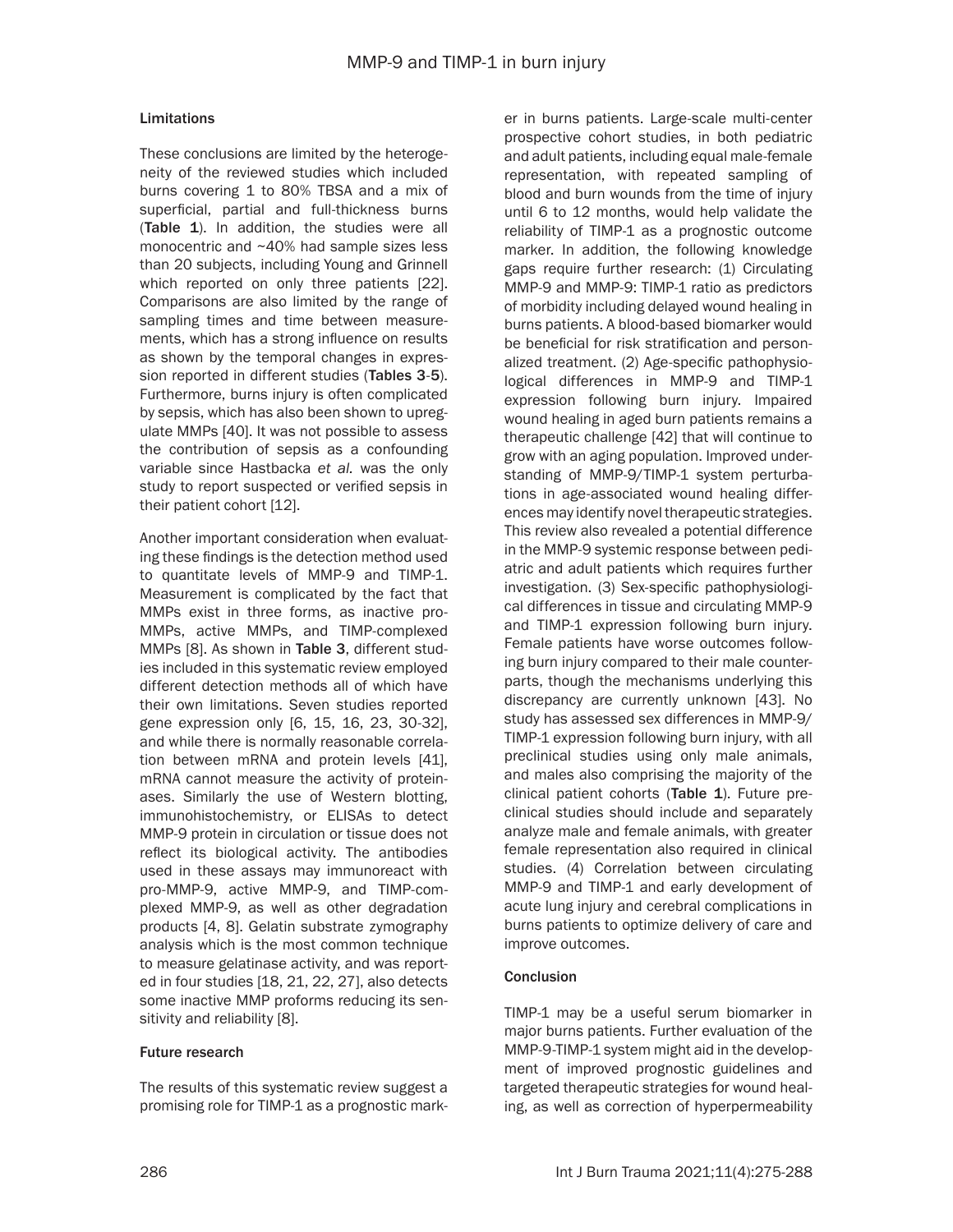### Limitations

These conclusions are limited by the heterogeneity of the reviewed studies which included burns covering 1 to 80% TBSA and a mix of superficial, partial and full-thickness burns (**Table 1**). In addition, the studies were all monocentric and ~40% had sample sizes less than 20 subjects, including Young and Grinnell which reported on only three patients [22]. Comparisons are also limited by the range of sampling times and time between measurements, which has a strong influence on results as shown by the temporal changes in expression reported in different studies (**Tables 3**-**5**). Furthermore, burns injury is often complicated by sepsis, which has also been shown to upregulate MMPs [40]. It was not possible to assess the contribution of sepsis as a confounding variable since Hastbacka *et al.* was the only study to report suspected or verified sepsis in their patient cohort [12].

Another important consideration when evaluating these findings is the detection method used to quantitate levels of MMP-9 and TIMP-1. Measurement is complicated by the fact that MMPs exist in three forms, as inactive pro-MMPs, active MMPs, and TIMP-complexed MMPs [8]. As shown in **Table 3**, different studies included in this systematic review employed different detection methods all of which have their own limitations. Seven studies reported gene expression only [6, 15, 16, 23, 30-32], and while there is normally reasonable correlation between mRNA and protein levels [41], mRNA cannot measure the activity of proteinases. Similarly the use of Western blotting, immunohistochemistry, or ELISAs to detect MMP-9 protein in circulation or tissue does not reflect its biological activity. The antibodies used in these assays may immunoreact with pro-MMP-9, active MMP-9, and TIMP-complexed MMP-9, as well as other degradation products [4, 8]. Gelatin substrate zymography analysis which is the most common technique to measure gelatinase activity, and was reported in four studies [18, 21, 22, 27], also detects some inactive MMP proforms reducing its sensitivity and reliability [8].

### Future research

The results of this systematic review suggest a promising role for TIMP-1 as a prognostic marker in burns patients. Large-scale multi-center prospective cohort studies, in both pediatric and adult patients, including equal male-female representation, with repeated sampling of blood and burn wounds from the time of injury until 6 to 12 months, would help validate the reliability of TIMP-1 as a prognostic outcome marker. In addition, the following knowledge gaps require further research: (1) Circulating MMP-9 and MMP-9: TIMP-1 ratio as predictors of morbidity including delayed wound healing in burns patients. A blood-based biomarker would be beneficial for risk stratification and personalized treatment. (2) Age-specific pathophysiological differences in MMP-9 and TIMP-1 expression following burn injury. Impaired wound healing in aged burn patients remains a therapeutic challenge [42] that will continue to grow with an aging population. Improved understanding of MMP-9/TIMP-1 system perturbations in age-associated wound healing differences may identify novel therapeutic strategies. This review also revealed a potential difference in the MMP-9 systemic response between pediatric and adult patients which requires further investigation. (3) Sex-specific pathophysiological differences in tissue and circulating MMP-9 and TIMP-1 expression following burn injury. Female patients have worse outcomes following burn injury compared to their male counterparts, though the mechanisms underlying this discrepancy are currently unknown [43]. No study has assessed sex differences in MMP-9/TIMP-1 expression following burn injury, with all preclinical studies using only male animals, and males also comprising the majority of the clinical patient cohorts (**Table 1**). Future preclinical studies should include and separately analyze male and female animals, with greater female representation also required in clinical studies. (4) Correlation between circulating MMP-9 and TIMP-1 and early development of acute lung injury and cerebral complications in burns patients to optimize delivery of care and improve outcomes.

### Conclusion

TIMP-1 may be a useful serum biomarker in major burns patients. Further evaluation of the MMP-9-TIMP-1 system might aid in the development of improved prognostic guidelines and targeted therapeutic strategies for wound healing, as well as correction of hyperpermeability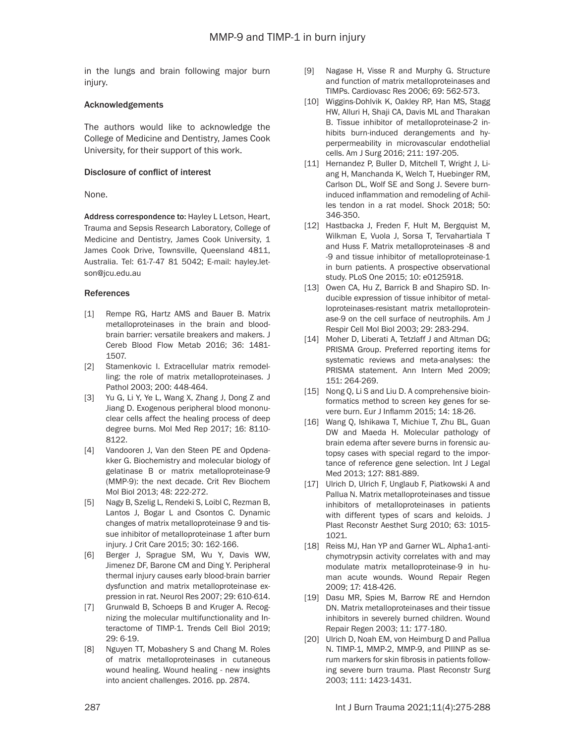in the lungs and brain following major burn injury.

### Acknowledgements

The authors would like to acknowledge the College of Medicine and Dentistry, James Cook University, for their support of this work.

### Disclosure of conflict of interest

None.

**Address correspondence to:** Hayley L Letson, Heart, Trauma and Sepsis Research Laboratory, College of Medicine and Dentistry, James Cook University, 1 James Cook Drive, Townsville, Queensland 4811, Australia. Tel: 61-7-47 81 5042; E-mail: hayley.letson@jcu.edu.au

### References

[1] Rempe RG, Hartz AMS and Bauer B. Matrix metalloproteinases in the brain and blood-brain barrier: versatile breakers and makers. J Cereb Blood Flow Metab 2016; 36: 1481-1507.

[2] Stamenkovic I. Extracellular matrix remodelling: the role of matrix metalloproteinases. J Pathol 2003; 200: 448-464.

[3] Yu G, Li Y, Ye L, Wang X, Zhang J, Dong Z and Jiang D. Exogenous peripheral blood mononuclear cells affect the healing process of deep degree burns. Mol Med Rep 2017; 16: 8110-8122.

[4] Vandooren J, Van den Steen PE and Opdenakker G. Biochemistry and molecular biology of gelatinase B or matrix metalloproteinase-9 (MMP-9): the next decade. Crit Rev Biochem Mol Biol 2013; 48: 222-272.

[5] Nagy B, Szelig L, Rendeki S, Loibl C, Rezman B, Lantos J, Bogar L and Csontos C. Dynamic changes of matrix metalloproteinase 9 and tissue inhibitor of metalloproteinase 1 after burn injury. J Crit Care 2015; 30: 162-166.

[6] Berger J, Sprague SM, Wu Y, Davis WW, Jimenez DF, Barone CM and Ding Y. Peripheral thermal injury causes early blood-brain barrier dysfunction and matrix metalloproteinase expression in rat. Neurol Res 2007; 29: 610-614.

[7] Grunwald B, Schoeps B and Kruger A. Recognizing the molecular multifunctionality and Interactome of TIMP-1. Trends Cell Biol 2019; 29: 6-19.

[8] Nguyen TT, Mobashery S and Chang M. Roles of matrix metalloproteinases in cutaneous wound healing. Wound healing - new insights into ancient challenges. 2016. pp. 2874.

[9] Nagase H, Visse R and Murphy G. Structure and function of matrix metalloproteinases and TIMPs. Cardiovasc Res 2006; 69: 562-573.

[10] Wiggins-Dohlvik K, Oakley RP, Han MS, Stagg HW, Alluri H, Shaji CA, Davis ML and Tharakan B. Tissue inhibitor of metalloproteinase-2 inhibits burn-induced derangements and hyperpermeability in microvascular endothelial cells. Am J Surg 2016; 211: 197-205.

[11] Hernandez P, Buller D, Mitchell T, Wright J, Liang H, Manchanda K, Welch T, Huebinger RM, Carlson DL, Wolf SE and Song J. Severe burn-induced inflammation and remodeling of Achilles tendon in a rat model. Shock 2018; 50: 346-350.

[12] Hastbacka J, Freden F, Hult M, Bergquist M, Wilkman E, Vuola J, Sorsa T, Tervahartiala T and Huss F. Matrix metalloproteinases -8 and -9 and tissue inhibitor of metalloproteinase-1 in burn patients. A prospective observational study. PLoS One 2015; 10: e0125918.

[13] Owen CA, Hu Z, Barrick B and Shapiro SD. Inducible expression of tissue inhibitor of metalloproteinases-resistant matrix metalloproteinase-9 on the cell surface of neutrophils. Am J Respir Cell Mol Biol 2003; 29: 283-294.

[14] Moher D, Liberati A, Tetzlaff J and Altman DG; PRISMA Group. Preferred reporting items for systematic reviews and meta-analyses: the PRISMA statement. Ann Intern Med 2009; 151: 264-269.

[15] Nong Q, Li S and Liu D. A comprehensive bioinformatics method to screen key genes for severe burn. Eur J Inflamm 2015; 14: 18-26.

[16] Wang Q, Ishikawa T, Michiue T, Zhu BL, Guan DW and Maeda H. Molecular pathology of brain edema after severe burns in forensic autopsy cases with special regard to the importance of reference gene selection. Int J Legal Med 2013; 127: 881-889.

[17] Ulrich D, Ulrich F, Unglaub F, Piatkowski A and Pallua N. Matrix metalloproteinases and tissue inhibitors of metalloproteinases in patients with different types of scars and keloids. J Plast Reconstr Aesthet Surg 2010; 63: 1015-1021.

[18] Reiss MJ, Han YP and Garner WL. Alpha1-antichymotrypsin activity correlates with and may modulate matrix metalloproteinase-9 in human acute wounds. Wound Repair Regen 2009; 17: 418-426.

[19] Dasu MR, Spies M, Barrow RE and Herndon DN. Matrix metalloproteinases and their tissue inhibitors in severely burned children. Wound Repair Regen 2003; 11: 177-180.

[20] Ulrich D, Noah EM, von Heimburg D and Pallua N. TIMP-1, MMP-2, MMP-9, and PIIINP as serum markers for skin fibrosis in patients following severe burn trauma. Plast Reconstr Surg 2003; 111: 1423-1431.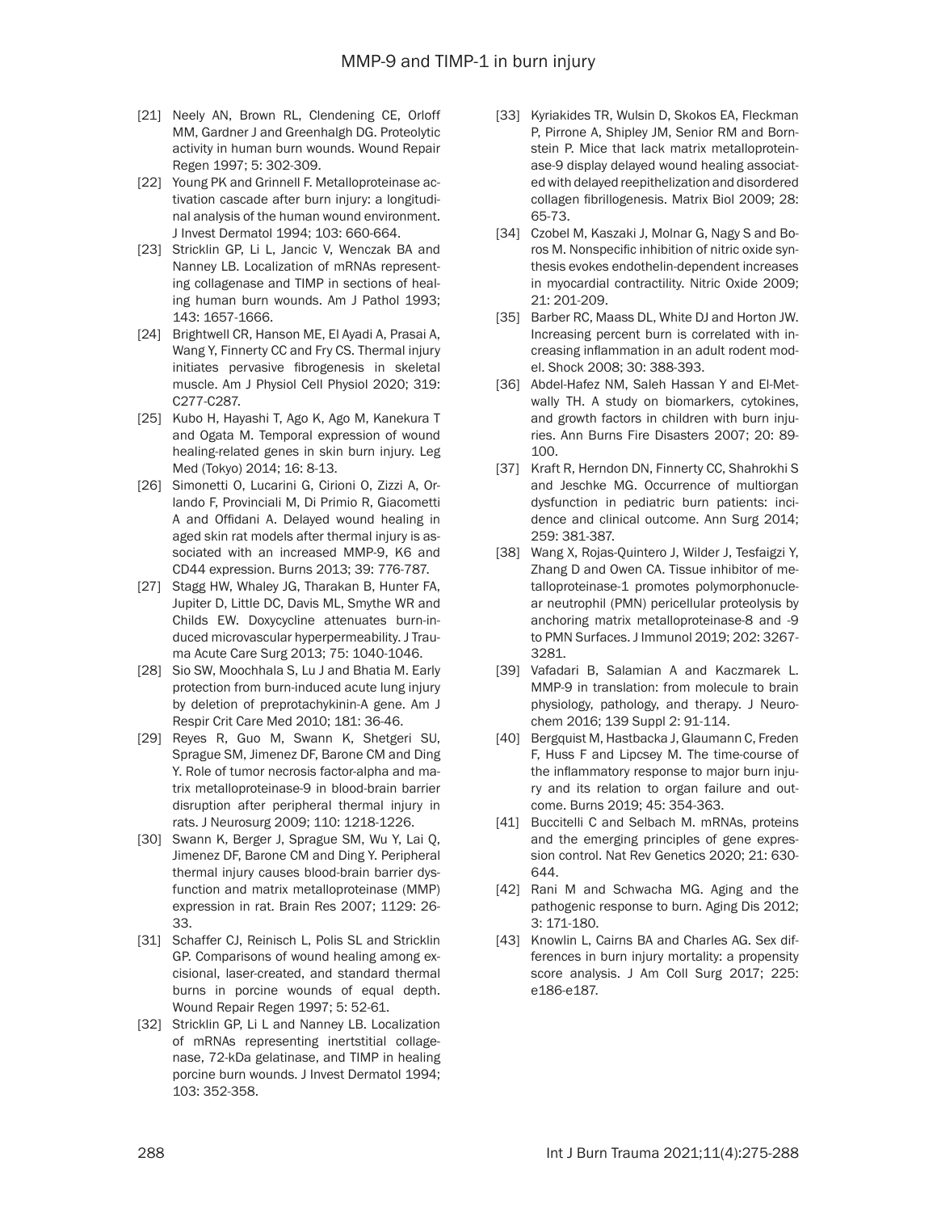[21] Neely AN, Brown RL, Clendening CE, Orloff MM, Gardner J and Greenhalgh DG. Proteolytic activity in human burn wounds. Wound Repair Regen 1997; 5: 302-309.

[22] Young PK and Grinnell F. Metalloproteinase activation cascade after burn injury: a longitudinal analysis of the human wound environment. J Invest Dermatol 1994; 103: 660-664.

[23] Stricklin GP, Li L, Jancic V, Wenczak BA and Nanney LB. Localization of mRNAs representing collagenase and TIMP in sections of healing human burn wounds. Am J Pathol 1993; 143: 1657-1666.

[24] Brightwell CR, Hanson ME, El Ayadi A, Prasai A, Wang Y, Finnerty CC and Fry CS. Thermal injury initiates pervasive fibrogenesis in skeletal muscle. Am J Physiol Cell Physiol 2020; 319: C277-C287.

[25] Kubo H, Hayashi T, Ago K, Ago M, Kanekura T and Ogata M. Temporal expression of wound healing-related genes in skin burn injury. Leg Med (Tokyo) 2014; 16: 8-13.

[26] Simonetti O, Lucarini G, Cirioni O, Zizzi A, Orlando F, Provinciali M, Di Primio R, Giacometti A and Offidani A. Delayed wound healing in aged skin rat models after thermal injury is associated with an increased MMP-9, K6 and CD44 expression. Burns 2013; 39: 776-787.

[27] Stagg HW, Whaley JG, Tharakan B, Hunter FA, Jupiter D, Little DC, Davis ML, Smythe WR and Childs EW. Doxycycline attenuates burn-induced microvascular hyperpermeability. J Trauma Acute Care Surg 2013; 75: 1040-1046.

[28] Sio SW, Moochhala S, Lu J and Bhatia M. Early protection from burn-induced acute lung injury by deletion of preprotachykinin-A gene. Am J Respir Crit Care Med 2010; 181: 36-46.

[29] Reyes R, Guo M, Swann K, Shetgeri SU, Sprague SM, Jimenez DF, Barone CM and Ding Y. Role of tumor necrosis factor-alpha and matrix metalloproteinase-9 in blood-brain barrier disruption after peripheral thermal injury in rats. J Neurosurg 2009; 110: 1218-1226.

[30] Swann K, Berger J, Sprague SM, Wu Y, Lai Q, Jimenez DF, Barone CM and Ding Y. Peripheral thermal injury causes blood-brain barrier dysfunction and matrix metalloproteinase (MMP) expression in rat. Brain Res 2007; 1129: 26-33.

[31] Schaffer CJ, Reinisch L, Polis SL and Stricklin GP. Comparisons of wound healing among excisional, laser-created, and standard thermal burns in porcine wounds of equal depth. Wound Repair Regen 1997; 5: 52-61.

[32] Stricklin GP, Li L and Nanney LB. Localization of mRNAs representing inertstitial collagenase, 72-kDa gelatinase, and TIMP in healing porcine burn wounds. J Invest Dermatol 1994; 103: 352-358.

[33] Kyriakides TR, Wulsin D, Skokos EA, Fleckman P, Pirrone A, Shipley JM, Senior RM and Bornstein P. Mice that lack matrix metalloproteinase-9 display delayed wound healing associated with delayed reepithelization and disordered collagen fibrillogenesis. Matrix Biol 2009; 28: 65-73.

[34] Czobel M, Kaszaki J, Molnar G, Nagy S and Boros M. Nonspecific inhibition of nitric oxide synthesis evokes endothelin-dependent increases in myocardial contractility. Nitric Oxide 2009; 21: 201-209.

[35] Barber RC, Maass DL, White DJ and Horton JW. Increasing percent burn is correlated with increasing inflammation in an adult rodent model. Shock 2008; 30: 388-393.

[36] Abdel-Hafez NM, Saleh Hassan Y and El-Metwally TH. A study on biomarkers, cytokines, and growth factors in children with burn injuries. Ann Burns Fire Disasters 2007; 20: 89-100.

[37] Kraft R, Herndon DN, Finnerty CC, Shahrokhi S and Jeschke MG. Occurrence of multiorgan dysfunction in pediatric burn patients: incidence and clinical outcome. Ann Surg 2014; 259: 381-387.

[38] Wang X, Rojas-Quintero J, Wilder J, Tesfaigzi Y, Zhang D and Owen CA. Tissue inhibitor of metalloproteinase-1 promotes polymorphonuclear neutrophil (PMN) pericellular proteolysis by anchoring matrix metalloproteinase-8 and -9 to PMN Surfaces. J Immunol 2019; 202: 3267-3281.

[39] Vafadari B, Salamian A and Kaczmarek L. MMP-9 in translation: from molecule to brain physiology, pathology, and therapy. J Neurochem 2016; 139 Suppl 2: 91-114.

[40] Bergquist M, Hastbacka J, Glaumann C, Freden F, Huss F and Lipcsey M. The time-course of the inflammatory response to major burn injury and its relation to organ failure and outcome. Burns 2019; 45: 354-363.

[41] Buccitelli C and Selbach M. mRNAs, proteins and the emerging principles of gene expression control. Nat Rev Genetics 2020; 21: 630-644.

[42] Rani M and Schwacha MG. Aging and the pathogenic response to burn. Aging Dis 2012; 3: 171-180.

[43] Knowlin L, Cairns BA and Charles AG. Sex differences in burn injury mortality: a propensity score analysis. J Am Coll Surg 2017; 225: e186-e187.